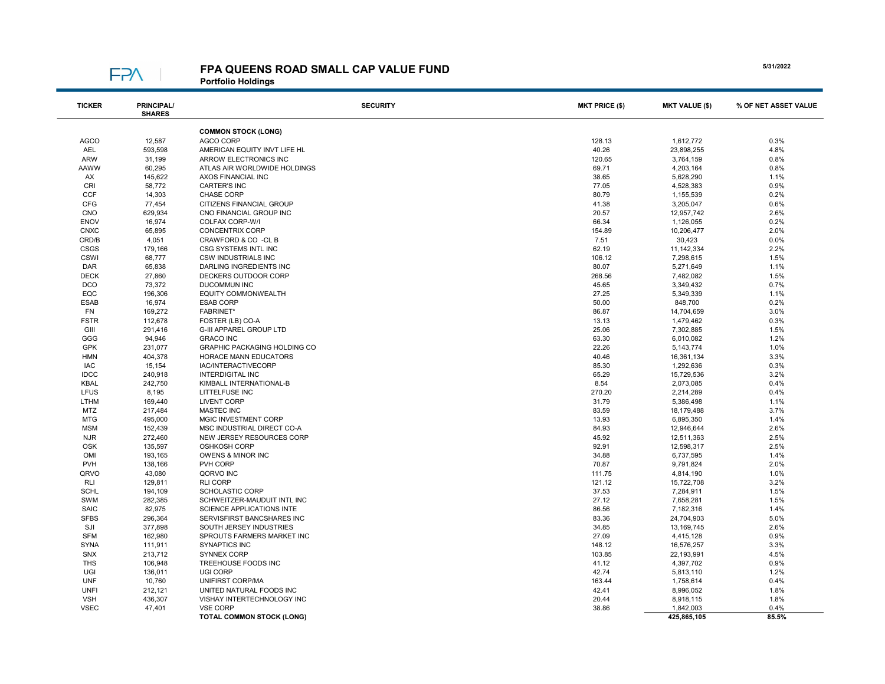# FPA QUEENS ROAD SMALL CAP VALUE FUND

**Portfolio Holdings**

5/31/2022

| TICKER | PRINCIPAL/ SHARES | SECURITY | MKT PRICE ($) | MKT VALUE ($) | % OF NET ASSET VALUE |
|---|---|---|---|---|---|
| | | **COMMON STOCK (LONG)** | | | |
| AGCO | 12,587 | AGCO CORP | 128.13 | 1,612,772 | 0.3% |
| AEL | 593,598 | AMERICAN EQUITY INVT LIFE HL | 40.26 | 23,898,255 | 4.8% |
| ARW | 31,199 | ARROW ELECTRONICS INC | 120.65 | 3,764,159 | 0.8% |
| AAWW | 60,295 | ATLAS AIR WORLDWIDE HOLDINGS | 69.71 | 4,203,164 | 0.8% |
| AX | 145,622 | AXOS FINANCIAL INC | 38.65 | 5,628,290 | 1.1% |
| CRI | 58,772 | CARTER'S INC | 77.05 | 4,528,383 | 0.9% |
| CCF | 14,303 | CHASE CORP | 80.79 | 1,155,539 | 0.2% |
| CFG | 77,454 | CITIZENS FINANCIAL GROUP | 41.38 | 3,205,047 | 0.6% |
| CNO | 629,934 | CNO FINANCIAL GROUP INC | 20.57 | 12,957,742 | 2.6% |
| ENOV | 16,974 | COLFAX CORP-W/I | 66.34 | 1,126,055 | 0.2% |
| CNXC | 65,895 | CONCENTRIX CORP | 154.89 | 10,206,477 | 2.0% |
| CRD/B | 4,051 | CRAWFORD & CO -CL B | 7.51 | 30,423 | 0.0% |
| CSGS | 179,166 | CSG SYSTEMS INTL INC | 62.19 | 11,142,334 | 2.2% |
| CSWI | 68,777 | CSW INDUSTRIALS INC | 106.12 | 7,298,615 | 1.5% |
| DAR | 65,838 | DARLING INGREDIENTS INC | 80.07 | 5,271,649 | 1.1% |
| DECK | 27,860 | DECKERS OUTDOOR CORP | 268.56 | 7,482,082 | 1.5% |
| DCO | 73,372 | DUCOMMUN INC | 45.65 | 3,349,432 | 0.7% |
| EQC | 196,306 | EQUITY COMMONWEALTH | 27.25 | 5,349,339 | 1.1% |
| ESAB | 16,974 | ESAB CORP | 50.00 | 848,700 | 0.2% |
| FN | 169,272 | FABRINET* | 86.87 | 14,704,659 | 3.0% |
| FSTR | 112,678 | FOSTER (LB) CO-A | 13.13 | 1,479,462 | 0.3% |
| GIII | 291,416 | G-III APPAREL GROUP LTD | 25.06 | 7,302,885 | 1.5% |
| GGG | 94,946 | GRACO INC | 63.30 | 6,010,082 | 1.2% |
| GPK | 231,077 | GRAPHIC PACKAGING HOLDING CO | 22.26 | 5,143,774 | 1.0% |
| HMN | 404,378 | HORACE MANN EDUCATORS | 40.46 | 16,361,134 | 3.3% |
| IAC | 15,154 | IAC/INTERACTIVECORP | 85.30 | 1,292,636 | 0.3% |
| IDCC | 240,918 | INTERDIGITAL INC | 65.29 | 15,729,536 | 3.2% |
| KBAL | 242,750 | KIMBALL INTERNATIONAL-B | 8.54 | 2,073,085 | 0.4% |
| LFUS | 8,195 | LITTELFUSE INC | 270.20 | 2,214,289 | 0.4% |
| LTHM | 169,440 | LIVENT CORP | 31.79 | 5,386,498 | 1.1% |
| MTZ | 217,484 | MASTEC INC | 83.59 | 18,179,488 | 3.7% |
| MTG | 495,000 | MGIC INVESTMENT CORP | 13.93 | 6,895,350 | 1.4% |
| MSM | 152,439 | MSC INDUSTRIAL DIRECT CO-A | 84.93 | 12,946,644 | 2.6% |
| NJR | 272,460 | NEW JERSEY RESOURCES CORP | 45.92 | 12,511,363 | 2.5% |
| OSK | 135,597 | OSHKOSH CORP | 92.91 | 12,598,317 | 2.5% |
| OMI | 193,165 | OWENS & MINOR INC | 34.88 | 6,737,595 | 1.4% |
| PVH | 138,166 | PVH CORP | 70.87 | 9,791,824 | 2.0% |
| QRVO | 43,080 | QORVO INC | 111.75 | 4,814,190 | 1.0% |
| RLI | 129,811 | RLI CORP | 121.12 | 15,722,708 | 3.2% |
| SCHL | 194,109 | SCHOLASTIC CORP | 37.53 | 7,284,911 | 1.5% |
| SWM | 282,385 | SCHWEITZER-MAUDUIT INTL INC | 27.12 | 7,658,281 | 1.5% |
| SAIC | 82,975 | SCIENCE APPLICATIONS INTE | 86.56 | 7,182,316 | 1.4% |
| SFBS | 296,364 | SERVISFIRST BANCSHARES INC | 83.36 | 24,704,903 | 5.0% |
| SJI | 377,898 | SOUTH JERSEY INDUSTRIES | 34.85 | 13,169,745 | 2.6% |
| SFM | 162,980 | SPROUTS FARMERS MARKET INC | 27.09 | 4,415,128 | 0.9% |
| SYNA | 111,911 | SYNAPTICS INC | 148.12 | 16,576,257 | 3.3% |
| SNX | 213,712 | SYNNEX CORP | 103.85 | 22,193,991 | 4.5% |
| THS | 106,948 | TREEHOUSE FOODS INC | 41.12 | 4,397,702 | 0.9% |
| UGI | 136,011 | UGI CORP | 42.74 | 5,813,110 | 1.2% |
| UNF | 10,760 | UNIFIRST CORP/MA | 163.44 | 1,758,614 | 0.4% |
| UNFI | 212,121 | UNITED NATURAL FOODS INC | 42.41 | 8,996,052 | 1.8% |
| VSH | 436,307 | VISHAY INTERTECHNOLOGY INC | 20.44 | 8,918,115 | 1.8% |
| VSEC | 47,401 | VSE CORP | 38.86 | 1,842,003 | 0.4% |
| | | **TOTAL COMMON STOCK (LONG)** | | **425,865,105** | **85.5%** |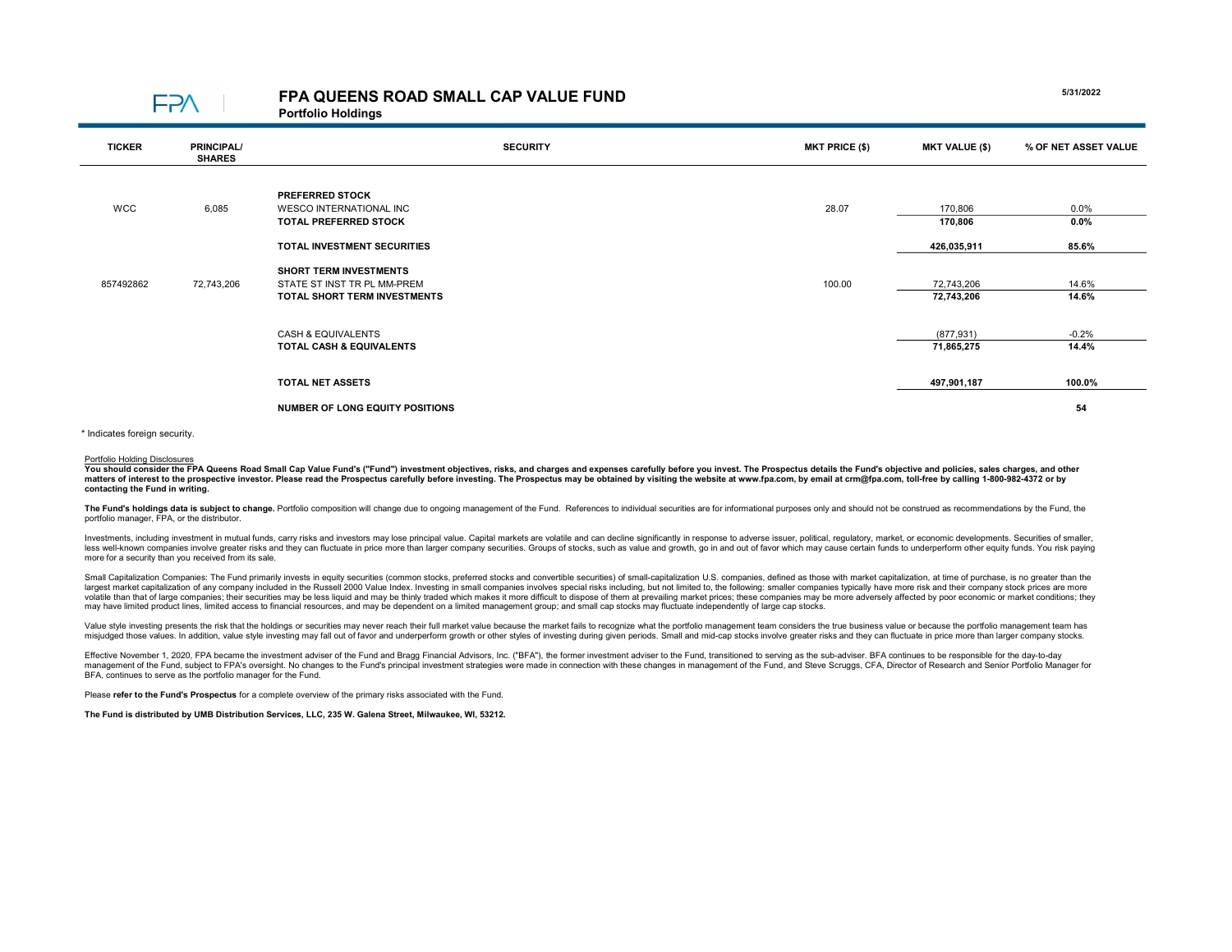# FPA QUEENS ROAD SMALL CAP VALUE FUND

**Portfolio Holdings**

5/31/2022

| TICKER | PRINCIPAL/ SHARES | SECURITY | MKT PRICE ($) | MKT VALUE ($) | % OF NET ASSET VALUE |
|---|---|---|---|---|---|
| | | **PREFERRED STOCK** | | | |
| WCC | 6,085 | WESCO INTERNATIONAL INC | 28.07 | 170,806 | 0.0% |
| | | **TOTAL PREFERRED STOCK** | | **170,806** | **0.0%** |
| | | **TOTAL INVESTMENT SECURITIES** | | **426,035,911** | **85.6%** |
| | | **SHORT TERM INVESTMENTS** | | | |
| 857492862 | 72,743,206 | STATE ST INST TR PL MM-PREM | 100.00 | 72,743,206 | 14.6% |
| | | **TOTAL SHORT TERM INVESTMENTS** | | **72,743,206** | **14.6%** |
| | | CASH & EQUIVALENTS | | (877,931) | -0.2% |
| | | **TOTAL CASH & EQUIVALENTS** | | **71,865,275** | **14.4%** |
| | | **TOTAL NET ASSETS** | | **497,901,187** | **100.0%** |
| | | **NUMBER OF LONG EQUITY POSITIONS** | | | **54** |

* Indicates foreign security.

Portfolio Holding Disclosures

**You should consider the FPA Queens Road Small Cap Value Fund's ("Fund") investment objectives, risks, and charges and expenses carefully before you invest. The Prospectus details the Fund's objective and policies, sales charges, and other matters of interest to the prospective investor. Please read the Prospectus carefully before investing. The Prospectus may be obtained by visiting the website at www.fpa.com, by email at crm@fpa.com, toll-free by calling 1-800-982-4372 or by contacting the Fund in writing.**

**The Fund's holdings data is subject to change.** Portfolio composition will change due to ongoing management of the Fund. References to individual securities are for informational purposes only and should not be construed as recommendations by the Fund, the portfolio manager, FPA, or the distributor.

Investments, including investment in mutual funds, carry risks and investors may lose principal value. Capital markets are volatile and can decline significantly in response to adverse issuer, political, regulatory, market, or economic developments. Securities of smaller, less well-known companies involve greater risks and they can fluctuate in price more than larger company securities. Groups of stocks, such as value and growth, go in and out of favor which may cause certain funds to underperform other equity funds. You risk paying more for a security than you received from its sale.

Small Capitalization Companies: The Fund primarily invests in equity securities (common stocks, preferred stocks and convertible securities) of small-capitalization U.S. companies, defined as those with market capitalization, at time of purchase, is no greater than the largest market capitalization of any company included in the Russell 2000 Value Index. Investing in small companies involves special risks including, but not limited to, the following: smaller companies typically have more risk and their company stock prices are more volatile than that of large companies; their securities may be less liquid and may be thinly traded which makes it more difficult to dispose of them at prevailing market prices; these companies may be more adversely affected by poor economic or market conditions; they may have limited product lines, limited access to financial resources, and may be dependent on a limited management group; and small cap stocks may fluctuate independently of large cap stocks.

Value style investing presents the risk that the holdings or securities may never reach their full market value because the market fails to recognize what the portfolio management team considers the true business value or because the portfolio management team has misjudged those values. In addition, value style investing may fall out of favor and underperform growth or other styles of investing during given periods. Small and mid-cap stocks involve greater risks and they can fluctuate in price more than larger company stocks.

Effective November 1, 2020, FPA became the investment adviser of the Fund and Bragg Financial Advisors, Inc. ("BFA"), the former investment adviser to the Fund, transitioned to serving as the sub-adviser. BFA continues to be responsible for the day-to-day management of the Fund, subject to FPA's oversight. No changes to the Fund's principal investment strategies were made in connection with these changes in management of the Fund, and Steve Scruggs, CFA, Director of Research and Senior Portfolio Manager for BFA, continues to serve as the portfolio manager for the Fund.

Please **refer to the Fund's Prospectus** for a complete overview of the primary risks associated with the Fund.

**The Fund is distributed by UMB Distribution Services, LLC, 235 W. Galena Street, Milwaukee, WI, 53212.**